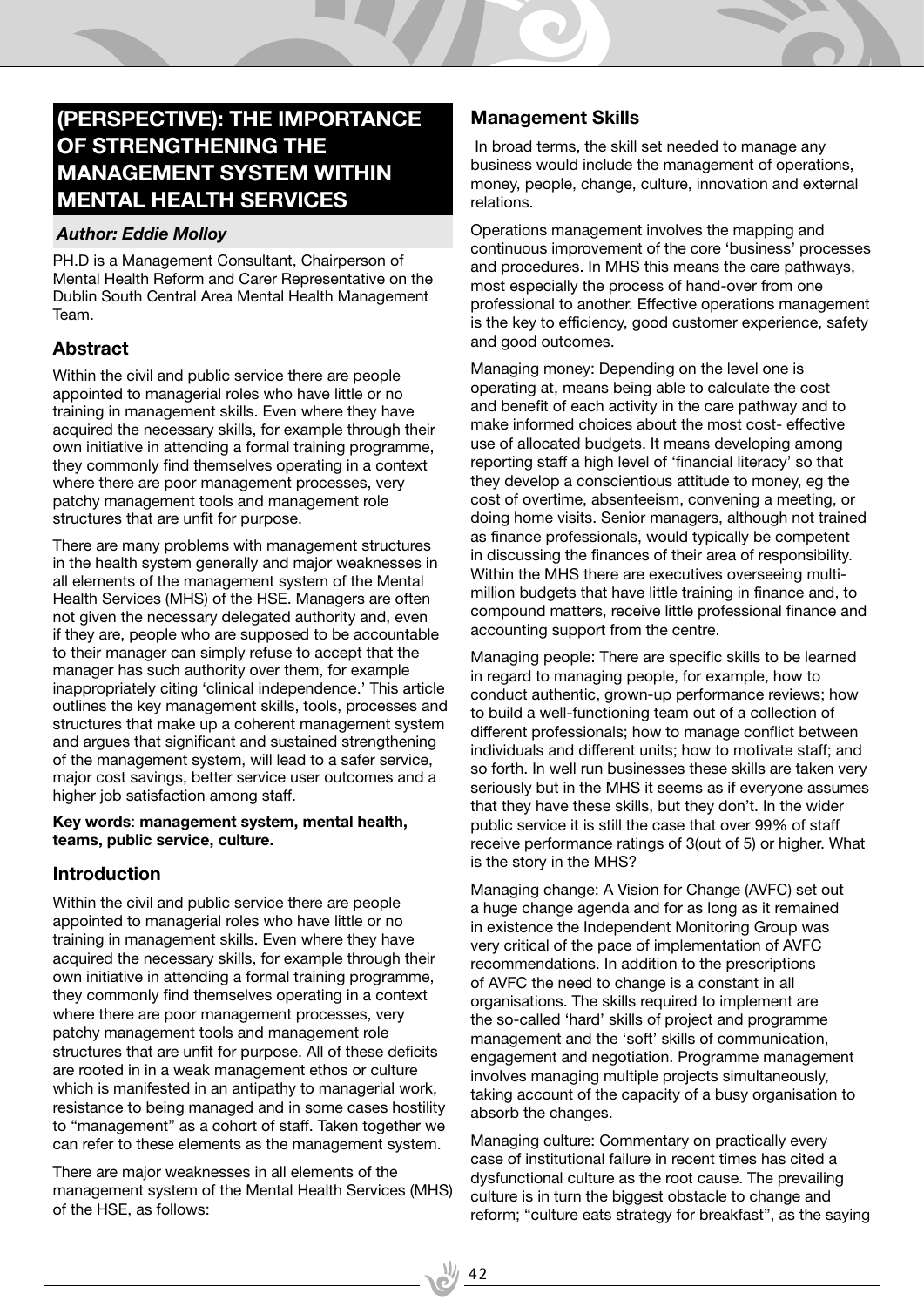# (PERSPECTIVE): THE IMPORTANCE OF STRENGTHENING THE MANAGEMENT SYSTEM WITHIN MENTAL HEALTH SERVICES

***Author: Eddie Molloy***

PH.D is a Management Consultant, Chairperson of Mental Health Reform and Carer Representative on the Dublin South Central Area Mental Health Management Team.

## Abstract

Within the civil and public service there are people appointed to managerial roles who have little or no training in management skills. Even where they have acquired the necessary skills, for example through their own initiative in attending a formal training programme, they commonly find themselves operating in a context where there are poor management processes, very patchy management tools and management role structures that are unfit for purpose.

There are many problems with management structures in the health system generally and major weaknesses in all elements of the management system of the Mental Health Services (MHS) of the HSE. Managers are often not given the necessary delegated authority and, even if they are, people who are supposed to be accountable to their manager can simply refuse to accept that the manager has such authority over them, for example inappropriately citing 'clinical independence.' This article outlines the key management skills, tools, processes and structures that make up a coherent management system and argues that significant and sustained strengthening of the management system, will lead to a safer service, major cost savings, better service user outcomes and a higher job satisfaction among staff.

**Key words**: **management system, mental health, teams, public service, culture.**

## Introduction

Within the civil and public service there are people appointed to managerial roles who have little or no training in management skills. Even where they have acquired the necessary skills, for example through their own initiative in attending a formal training programme, they commonly find themselves operating in a context where there are poor management processes, very patchy management tools and management role structures that are unfit for purpose. All of these deficits are rooted in in a weak management ethos or culture which is manifested in an antipathy to managerial work, resistance to being managed and in some cases hostility to "management" as a cohort of staff. Taken together we can refer to these elements as the management system.

There are major weaknesses in all elements of the management system of the Mental Health Services (MHS) of the HSE, as follows:

## Management Skills

In broad terms, the skill set needed to manage any business would include the management of operations, money, people, change, culture, innovation and external relations.

Operations management involves the mapping and continuous improvement of the core 'business' processes and procedures. In MHS this means the care pathways, most especially the process of hand-over from one professional to another. Effective operations management is the key to efficiency, good customer experience, safety and good outcomes.

Managing money: Depending on the level one is operating at, means being able to calculate the cost and benefit of each activity in the care pathway and to make informed choices about the most cost- effective use of allocated budgets. It means developing among reporting staff a high level of 'financial literacy' so that they develop a conscientious attitude to money, eg the cost of overtime, absenteeism, convening a meeting, or doing home visits. Senior managers, although not trained as finance professionals, would typically be competent in discussing the finances of their area of responsibility. Within the MHS there are executives overseeing multi-million budgets that have little training in finance and, to compound matters, receive little professional finance and accounting support from the centre.

Managing people: There are specific skills to be learned in regard to managing people, for example, how to conduct authentic, grown-up performance reviews; how to build a well-functioning team out of a collection of different professionals; how to manage conflict between individuals and different units; how to motivate staff; and so forth. In well run businesses these skills are taken very seriously but in the MHS it seems as if everyone assumes that they have these skills, but they don't. In the wider public service it is still the case that over 99% of staff receive performance ratings of 3(out of 5) or higher. What is the story in the MHS?

Managing change: A Vision for Change (AVFC) set out a huge change agenda and for as long as it remained in existence the Independent Monitoring Group was very critical of the pace of implementation of AVFC recommendations. In addition to the prescriptions of AVFC the need to change is a constant in all organisations. The skills required to implement are the so-called 'hard' skills of project and programme management and the 'soft' skills of communication, engagement and negotiation. Programme management involves managing multiple projects simultaneously, taking account of the capacity of a busy organisation to absorb the changes.

Managing culture: Commentary on practically every case of institutional failure in recent times has cited a dysfunctional culture as the root cause. The prevailing culture is in turn the biggest obstacle to change and reform; "culture eats strategy for breakfast", as the saying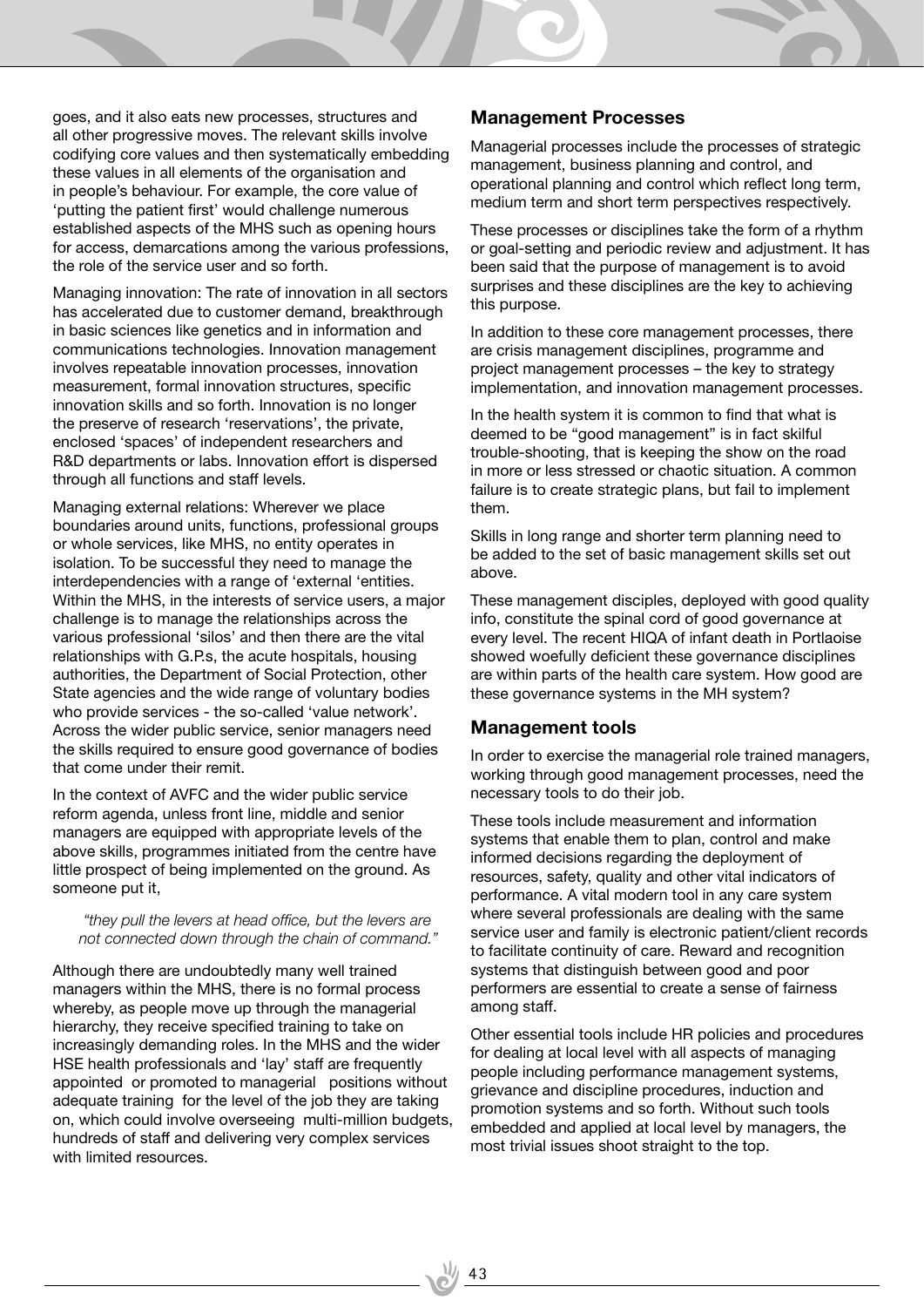goes, and it also eats new processes, structures and all other progressive moves. The relevant skills involve codifying core values and then systematically embedding these values in all elements of the organisation and in people's behaviour. For example, the core value of 'putting the patient first' would challenge numerous established aspects of the MHS such as opening hours for access, demarcations among the various professions, the role of the service user and so forth.

Managing innovation: The rate of innovation in all sectors has accelerated due to customer demand, breakthrough in basic sciences like genetics and in information and communications technologies. Innovation management involves repeatable innovation processes, innovation measurement, formal innovation structures, specific innovation skills and so forth. Innovation is no longer the preserve of research 'reservations', the private, enclosed 'spaces' of independent researchers and R&D departments or labs. Innovation effort is dispersed through all functions and staff levels.

Managing external relations: Wherever we place boundaries around units, functions, professional groups or whole services, like MHS, no entity operates in isolation. To be successful they need to manage the interdependencies with a range of 'external 'entities. Within the MHS, in the interests of service users, a major challenge is to manage the relationships across the various professional 'silos' and then there are the vital relationships with G.P.s, the acute hospitals, housing authorities, the Department of Social Protection, other State agencies and the wide range of voluntary bodies who provide services - the so-called 'value network'. Across the wider public service, senior managers need the skills required to ensure good governance of bodies that come under their remit.

In the context of AVFC and the wider public service reform agenda, unless front line, middle and senior managers are equipped with appropriate levels of the above skills, programmes initiated from the centre have little prospect of being implemented on the ground. As someone put it,

> *"they pull the levers at head office, but the levers are not connected down through the chain of command."*

Although there are undoubtedly many well trained managers within the MHS, there is no formal process whereby, as people move up through the managerial hierarchy, they receive specified training to take on increasingly demanding roles. In the MHS and the wider HSE health professionals and 'lay' staff are frequently appointed or promoted to managerial positions without adequate training for the level of the job they are taking on, which could involve overseeing multi-million budgets, hundreds of staff and delivering very complex services with limited resources.

## Management Processes

Managerial processes include the processes of strategic management, business planning and control, and operational planning and control which reflect long term, medium term and short term perspectives respectively.

These processes or disciplines take the form of a rhythm or goal-setting and periodic review and adjustment. It has been said that the purpose of management is to avoid surprises and these disciplines are the key to achieving this purpose.

In addition to these core management processes, there are crisis management disciplines, programme and project management processes – the key to strategy implementation, and innovation management processes.

In the health system it is common to find that what is deemed to be "good management" is in fact skilful trouble-shooting, that is keeping the show on the road in more or less stressed or chaotic situation. A common failure is to create strategic plans, but fail to implement them.

Skills in long range and shorter term planning need to be added to the set of basic management skills set out above.

These management disciples, deployed with good quality info, constitute the spinal cord of good governance at every level. The recent HIQA of infant death in Portlaoise showed woefully deficient these governance disciplines are within parts of the health care system. How good are these governance systems in the MH system?

## Management tools

In order to exercise the managerial role trained managers, working through good management processes, need the necessary tools to do their job.

These tools include measurement and information systems that enable them to plan, control and make informed decisions regarding the deployment of resources, safety, quality and other vital indicators of performance. A vital modern tool in any care system where several professionals are dealing with the same service user and family is electronic patient/client records to facilitate continuity of care. Reward and recognition systems that distinguish between good and poor performers are essential to create a sense of fairness among staff.

Other essential tools include HR policies and procedures for dealing at local level with all aspects of managing people including performance management systems, grievance and discipline procedures, induction and promotion systems and so forth. Without such tools embedded and applied at local level by managers, the most trivial issues shoot straight to the top.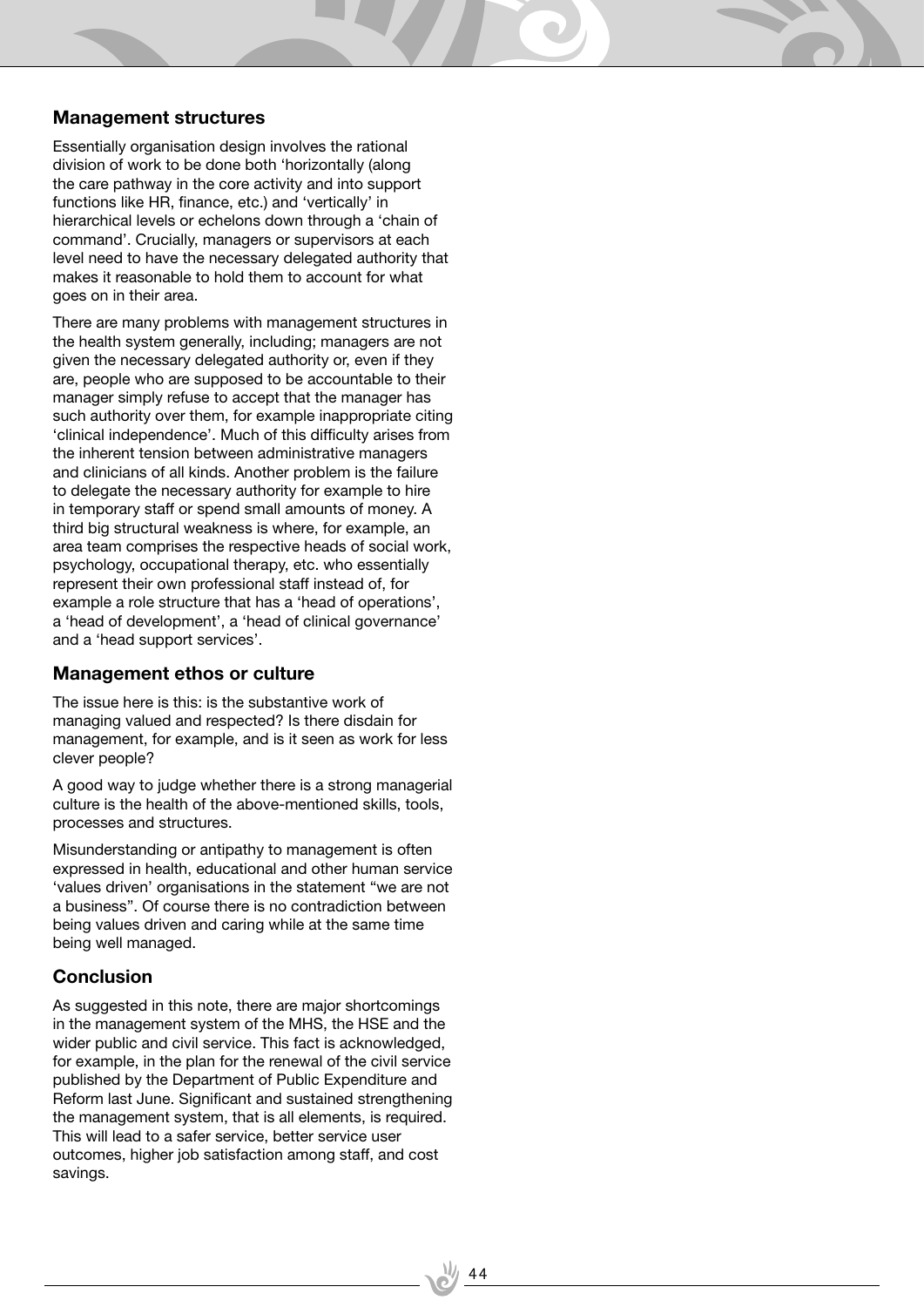## Management structures

Essentially organisation design involves the rational division of work to be done both 'horizontally (along the care pathway in the core activity and into support functions like HR, finance, etc.) and 'vertically' in hierarchical levels or echelons down through a 'chain of command'. Crucially, managers or supervisors at each level need to have the necessary delegated authority that makes it reasonable to hold them to account for what goes on in their area.

There are many problems with management structures in the health system generally, including; managers are not given the necessary delegated authority or, even if they are, people who are supposed to be accountable to their manager simply refuse to accept that the manager has such authority over them, for example inappropriate citing 'clinical independence'. Much of this difficulty arises from the inherent tension between administrative managers and clinicians of all kinds. Another problem is the failure to delegate the necessary authority for example to hire in temporary staff or spend small amounts of money. A third big structural weakness is where, for example, an area team comprises the respective heads of social work, psychology, occupational therapy, etc. who essentially represent their own professional staff instead of, for example a role structure that has a 'head of operations', a 'head of development', a 'head of clinical governance' and a 'head support services'.

## Management ethos or culture

The issue here is this: is the substantive work of managing valued and respected? Is there disdain for management, for example, and is it seen as work for less clever people?

A good way to judge whether there is a strong managerial culture is the health of the above-mentioned skills, tools, processes and structures.

Misunderstanding or antipathy to management is often expressed in health, educational and other human service 'values driven' organisations in the statement "we are not a business". Of course there is no contradiction between being values driven and caring while at the same time being well managed.

## Conclusion

As suggested in this note, there are major shortcomings in the management system of the MHS, the HSE and the wider public and civil service. This fact is acknowledged, for example, in the plan for the renewal of the civil service published by the Department of Public Expenditure and Reform last June. Significant and sustained strengthening the management system, that is all elements, is required. This will lead to a safer service, better service user outcomes, higher job satisfaction among staff, and cost savings.